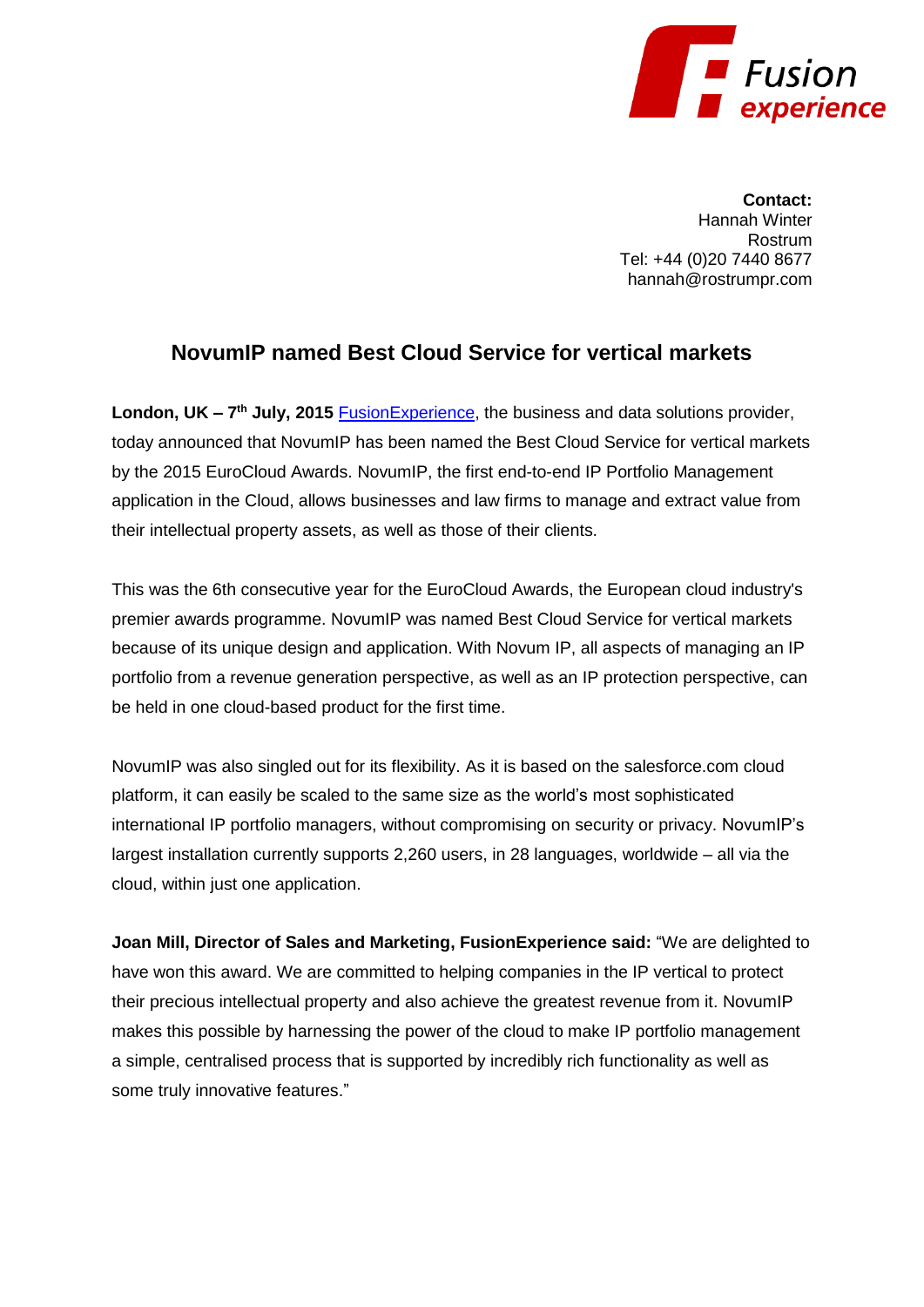**Contact:**
Hannah Winter
Rostrum
Tel: +44 (0)20 7440 8677
hannah@rostrumpr.com

## NovumIP named Best Cloud Service for vertical markets

**London, UK – 7th July, 2015** [FusionExperience](), the business and data solutions provider, today announced that NovumIP has been named the Best Cloud Service for vertical markets by the 2015 EuroCloud Awards. NovumIP, the first end-to-end IP Portfolio Management application in the Cloud, allows businesses and law firms to manage and extract value from their intellectual property assets, as well as those of their clients.

This was the 6th consecutive year for the EuroCloud Awards, the European cloud industry's premier awards programme. NovumIP was named Best Cloud Service for vertical markets because of its unique design and application. With Novum IP, all aspects of managing an IP portfolio from a revenue generation perspective, as well as an IP protection perspective, can be held in one cloud-based product for the first time.

NovumIP was also singled out for its flexibility. As it is based on the salesforce.com cloud platform, it can easily be scaled to the same size as the world's most sophisticated international IP portfolio managers, without compromising on security or privacy. NovumIP's largest installation currently supports 2,260 users, in 28 languages, worldwide – all via the cloud, within just one application.

**Joan Mill, Director of Sales and Marketing, FusionExperience said:** "We are delighted to have won this award. We are committed to helping companies in the IP vertical to protect their precious intellectual property and also achieve the greatest revenue from it. NovumIP makes this possible by harnessing the power of the cloud to make IP portfolio management a simple, centralised process that is supported by incredibly rich functionality as well as some truly innovative features."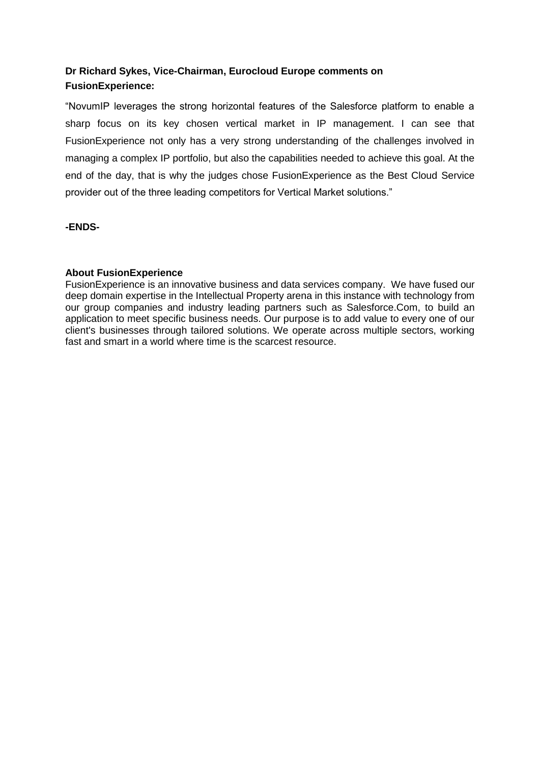**Dr Richard Sykes, Vice-Chairman, Eurocloud Europe comments on FusionExperience:**

"NovumIP leverages the strong horizontal features of the Salesforce platform to enable a sharp focus on its key chosen vertical market in IP management. I can see that FusionExperience not only has a very strong understanding of the challenges involved in managing a complex IP portfolio, but also the capabilities needed to achieve this goal. At the end of the day, that is why the judges chose FusionExperience as the Best Cloud Service provider out of the three leading competitors for Vertical Market solutions."

**-ENDS-**

**About FusionExperience**

FusionExperience is an innovative business and data services company. We have fused our deep domain expertise in the Intellectual Property arena in this instance with technology from our group companies and industry leading partners such as Salesforce.Com, to build an application to meet specific business needs. Our purpose is to add value to every one of our client's businesses through tailored solutions. We operate across multiple sectors, working fast and smart in a world where time is the scarcest resource.